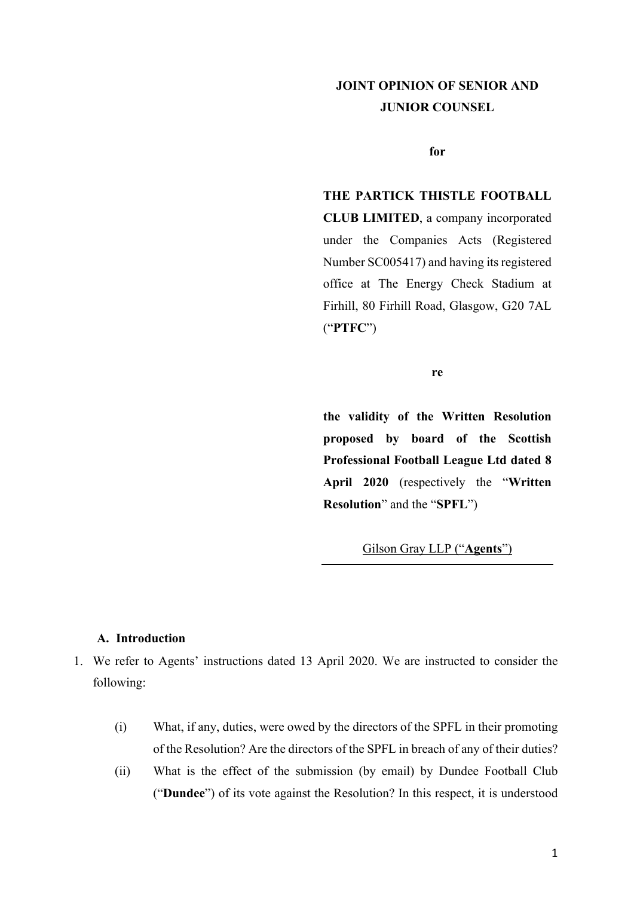**JOINT OPINION OF SENIOR AND JUNIOR COUNSEL**

**for**

**THE PARTICK THISTLE FOOTBALL CLUB LIMITED**, a company incorporated under the Companies Acts (Registered Number SC005417) and having its registered office at The Energy Check Stadium at Firhill, 80 Firhill Road, Glasgow, G20 7AL ("**PTFC**")

**re**

**the validity of the Written Resolution proposed by board of the Scottish Professional Football League Ltd dated 8 April 2020** (respectively the "**Written Resolution**" and the "**SPFL**")

Gilson Gray LLP ("**Agents**")

## A. Introduction

1. We refer to Agents' instructions dated 13 April 2020. We are instructed to consider the following:

   (i) What, if any, duties, were owed by the directors of the SPFL in their promoting of the Resolution? Are the directors of the SPFL in breach of any of their duties?

   (ii) What is the effect of the submission (by email) by Dundee Football Club ("**Dundee**") of its vote against the Resolution? In this respect, it is understood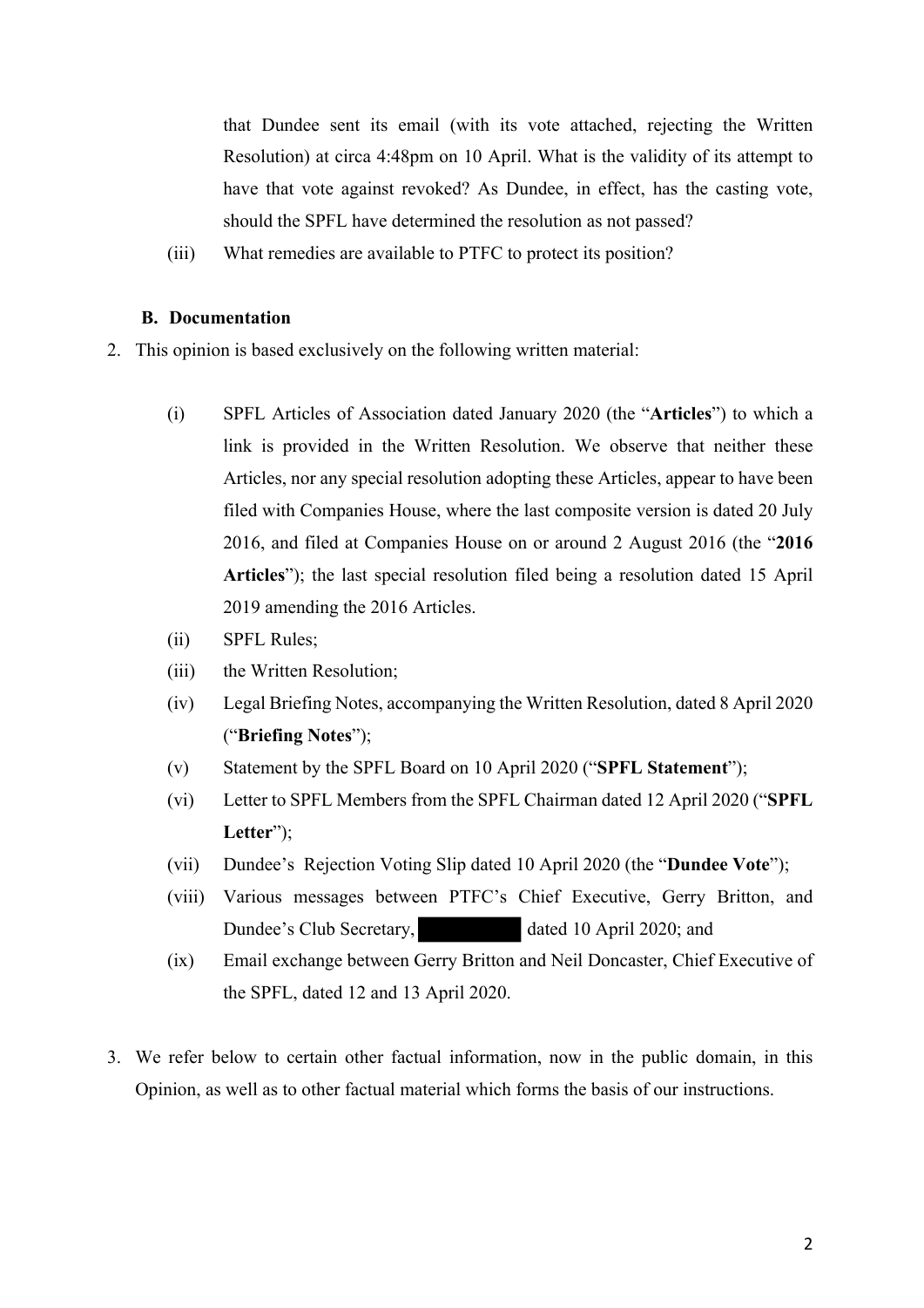that Dundee sent its email (with its vote attached, rejecting the Written Resolution) at circa 4:48pm on 10 April. What is the validity of its attempt to have that vote against revoked? As Dundee, in effect, has the casting vote, should the SPFL have determined the resolution as not passed?

(iii) What remedies are available to PTFC to protect its position?

### B. Documentation

2. This opinion is based exclusively on the following written material:

   (i) SPFL Articles of Association dated January 2020 (the "**Articles**") to which a link is provided in the Written Resolution. We observe that neither these Articles, nor any special resolution adopting these Articles, appear to have been filed with Companies House, where the last composite version is dated 20 July 2016, and filed at Companies House on or around 2 August 2016 (the "**2016 Articles**"); the last special resolution filed being a resolution dated 15 April 2019 amending the 2016 Articles.

   (ii) SPFL Rules;

   (iii) the Written Resolution;

   (iv) Legal Briefing Notes, accompanying the Written Resolution, dated 8 April 2020 ("**Briefing Notes**");

   (v) Statement by the SPFL Board on 10 April 2020 ("**SPFL Statement**");

   (vi) Letter to SPFL Members from the SPFL Chairman dated 12 April 2020 ("**SPFL Letter**");

   (vii) Dundee's Rejection Voting Slip dated 10 April 2020 (the "**Dundee Vote**");

   (viii) Various messages between PTFC's Chief Executive, Gerry Britton, and Dundee's Club Secretary, [REDACTED] dated 10 April 2020; and

   (ix) Email exchange between Gerry Britton and Neil Doncaster, Chief Executive of the SPFL, dated 12 and 13 April 2020.

3. We refer below to certain other factual information, now in the public domain, in this Opinion, as well as to other factual material which forms the basis of our instructions.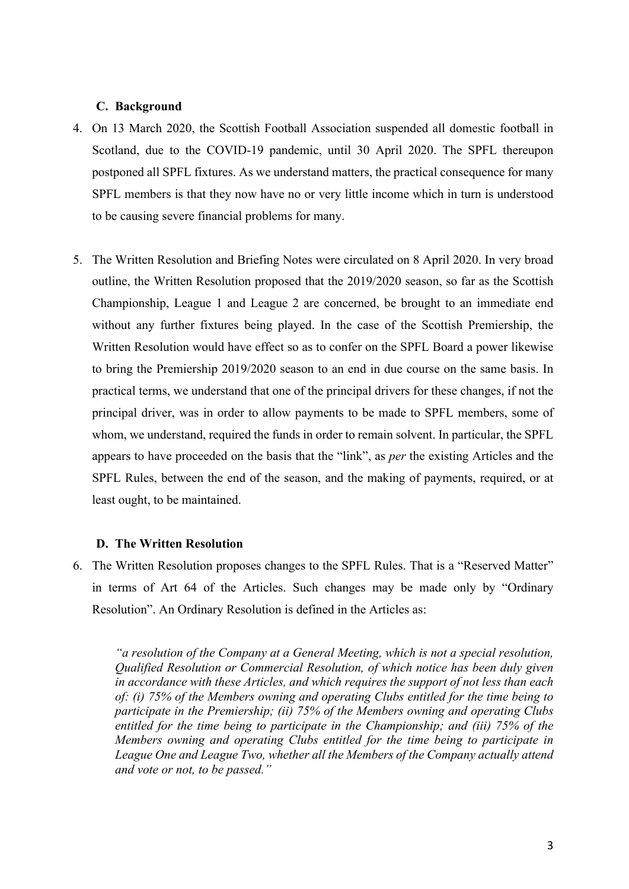## C. Background

4. On 13 March 2020, the Scottish Football Association suspended all domestic football in Scotland, due to the COVID-19 pandemic, until 30 April 2020. The SPFL thereupon postponed all SPFL fixtures. As we understand matters, the practical consequence for many SPFL members is that they now have no or very little income which in turn is understood to be causing severe financial problems for many.

5. The Written Resolution and Briefing Notes were circulated on 8 April 2020. In very broad outline, the Written Resolution proposed that the 2019/2020 season, so far as the Scottish Championship, League 1 and League 2 are concerned, be brought to an immediate end without any further fixtures being played. In the case of the Scottish Premiership, the Written Resolution would have effect so as to confer on the SPFL Board a power likewise to bring the Premiership 2019/2020 season to an end in due course on the same basis. In practical terms, we understand that one of the principal drivers for these changes, if not the principal driver, was in order to allow payments to be made to SPFL members, some of whom, we understand, required the funds in order to remain solvent. In particular, the SPFL appears to have proceeded on the basis that the "link", as *per* the existing Articles and the SPFL Rules, between the end of the season, and the making of payments, required, or at least ought, to be maintained.

## D. The Written Resolution

6. The Written Resolution proposes changes to the SPFL Rules. That is a "Reserved Matter" in terms of Art 64 of the Articles. Such changes may be made only by "Ordinary Resolution". An Ordinary Resolution is defined in the Articles as:

> *"a resolution of the Company at a General Meeting, which is not a special resolution, Qualified Resolution or Commercial Resolution, of which notice has been duly given in accordance with these Articles, and which requires the support of not less than each of: (i) 75% of the Members owning and operating Clubs entitled for the time being to participate in the Premiership; (ii) 75% of the Members owning and operating Clubs entitled for the time being to participate in the Championship; and (iii) 75% of the Members owning and operating Clubs entitled for the time being to participate in League One and League Two, whether all the Members of the Company actually attend and vote or not, to be passed."*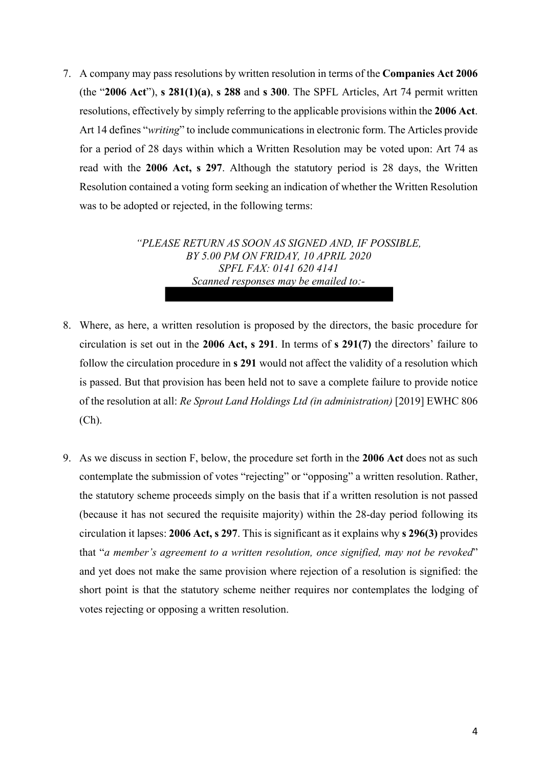7. A company may pass resolutions by written resolution in terms of the **Companies Act 2006** (the "**2006 Act**"), **s 281(1)(a)**, **s 288** and **s 300**. The SPFL Articles, Art 74 permit written resolutions, effectively by simply referring to the applicable provisions within the **2006 Act**. Art 14 defines "*writing*" to include communications in electronic form. The Articles provide for a period of 28 days within which a Written Resolution may be voted upon: Art 74 as read with the **2006 Act, s 297**. Although the statutory period is 28 days, the Written Resolution contained a voting form seeking an indication of whether the Written Resolution was to be adopted or rejected, in the following terms:

> *"PLEASE RETURN AS SOON AS SIGNED AND, IF POSSIBLE,*
> *BY 5.00 PM ON FRIDAY, 10 APRIL 2020*
> *SPFL FAX: 0141 620 4141*
> *Scanned responses may be emailed to:-*

8. Where, as here, a written resolution is proposed by the directors, the basic procedure for circulation is set out in the **2006 Act, s 291**. In terms of **s 291(7)** the directors' failure to follow the circulation procedure in **s 291** would not affect the validity of a resolution which is passed. But that provision has been held not to save a complete failure to provide notice of the resolution at all: *Re Sprout Land Holdings Ltd (in administration)* [2019] EWHC 806 (Ch).

9. As we discuss in section F, below, the procedure set forth in the **2006 Act** does not as such contemplate the submission of votes "rejecting" or "opposing" a written resolution. Rather, the statutory scheme proceeds simply on the basis that if a written resolution is not passed (because it has not secured the requisite majority) within the 28-day period following its circulation it lapses: **2006 Act, s 297**. This is significant as it explains why **s 296(3)** provides that "*a member's agreement to a written resolution, once signified, may not be revoked*" and yet does not make the same provision where rejection of a resolution is signified: the short point is that the statutory scheme neither requires nor contemplates the lodging of votes rejecting or opposing a written resolution.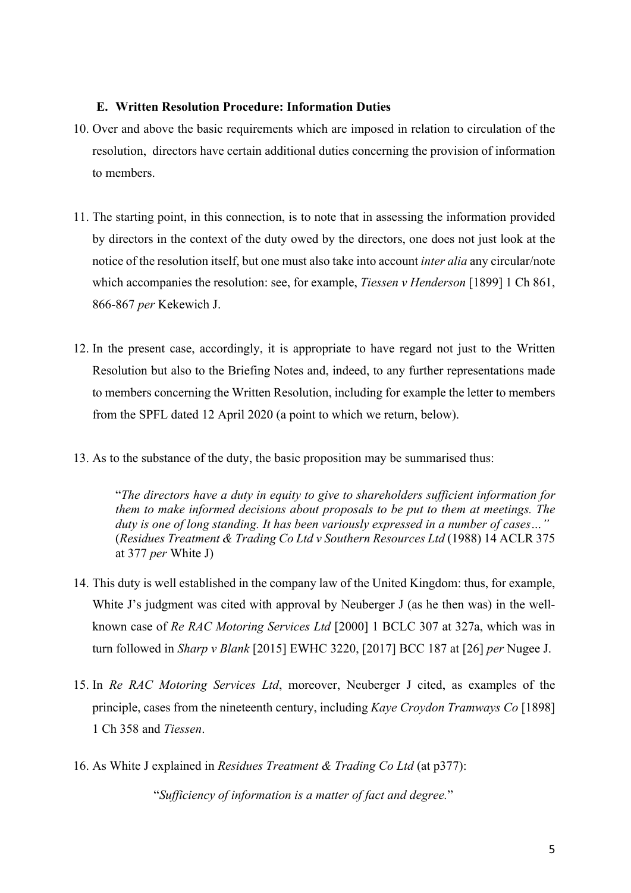### E. Written Resolution Procedure: Information Duties

10. Over and above the basic requirements which are imposed in relation to circulation of the resolution, directors have certain additional duties concerning the provision of information to members.

11. The starting point, in this connection, is to note that in assessing the information provided by directors in the context of the duty owed by the directors, one does not just look at the notice of the resolution itself, but one must also take into account *inter alia* any circular/note which accompanies the resolution: see, for example, *Tiessen v Henderson* [1899] 1 Ch 861, 866-867 *per* Kekewich J.

12. In the present case, accordingly, it is appropriate to have regard not just to the Written Resolution but also to the Briefing Notes and, indeed, to any further representations made to members concerning the Written Resolution, including for example the letter to members from the SPFL dated 12 April 2020 (a point to which we return, below).

13. As to the substance of the duty, the basic proposition may be summarised thus:

    > "*The directors have a duty in equity to give to shareholders sufficient information for them to make informed decisions about proposals to be put to them at meetings. The duty is one of long standing. It has been variously expressed in a number of cases…*" (*Residues Treatment & Trading Co Ltd v Southern Resources Ltd* (1988) 14 ACLR 375 at 377 *per* White J)

14. This duty is well established in the company law of the United Kingdom: thus, for example, White J's judgment was cited with approval by Neuberger J (as he then was) in the well-known case of *Re RAC Motoring Services Ltd* [2000] 1 BCLC 307 at 327a, which was in turn followed in *Sharp v Blank* [2015] EWHC 3220, [2017] BCC 187 at [26] *per* Nugee J.

15. In *Re RAC Motoring Services Ltd*, moreover, Neuberger J cited, as examples of the principle, cases from the nineteenth century, including *Kaye Croydon Tramways Co* [1898] 1 Ch 358 and *Tiessen*.

16. As White J explained in *Residues Treatment & Trading Co Ltd* (at p377):

    > "*Sufficiency of information is a matter of fact and degree.*"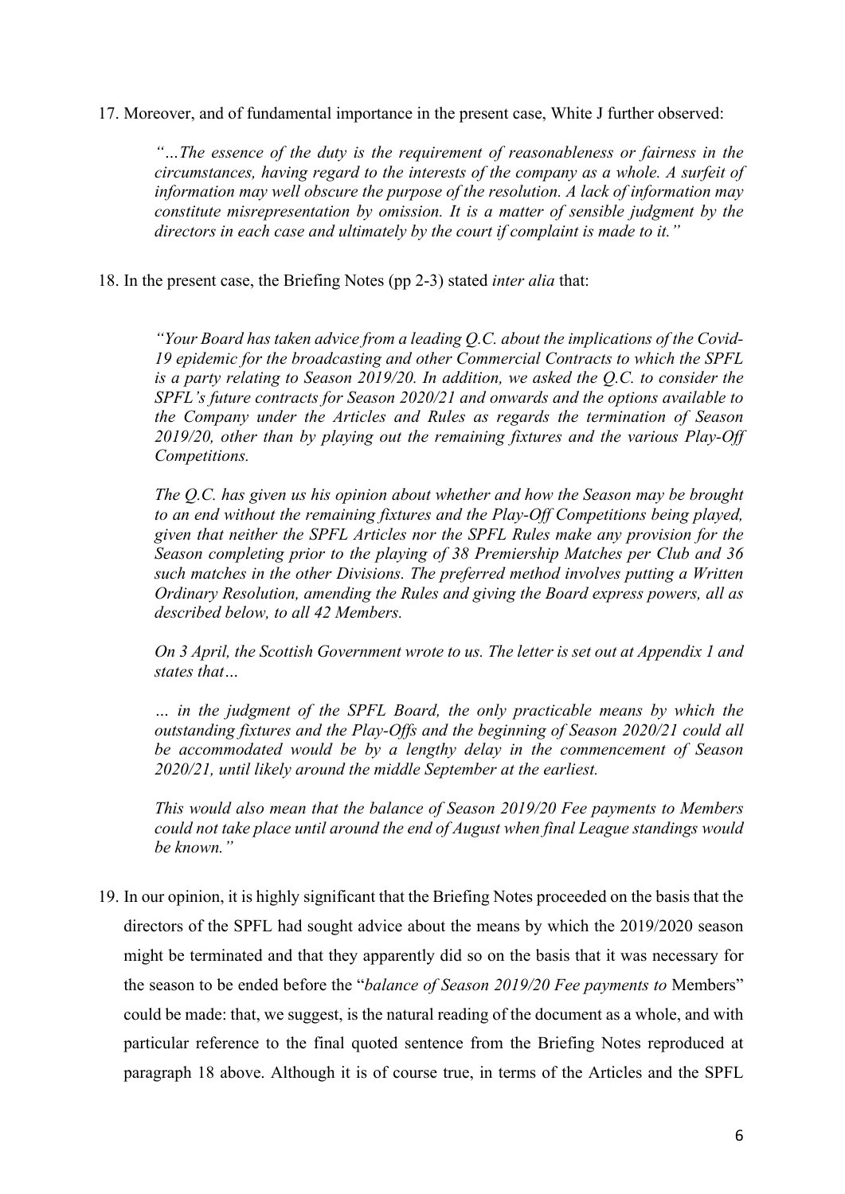17. Moreover, and of fundamental importance in the present case, White J further observed:

> *"…The essence of the duty is the requirement of reasonableness or fairness in the circumstances, having regard to the interests of the company as a whole. A surfeit of information may well obscure the purpose of the resolution. A lack of information may constitute misrepresentation by omission. It is a matter of sensible judgment by the directors in each case and ultimately by the court if complaint is made to it."*

18. In the present case, the Briefing Notes (pp 2-3) stated *inter alia* that:

> *"Your Board has taken advice from a leading Q.C. about the implications of the Covid-19 epidemic for the broadcasting and other Commercial Contracts to which the SPFL is a party relating to Season 2019/20. In addition, we asked the Q.C. to consider the SPFL's future contracts for Season 2020/21 and onwards and the options available to the Company under the Articles and Rules as regards the termination of Season 2019/20, other than by playing out the remaining fixtures and the various Play-Off Competitions.*
>
> *The Q.C. has given us his opinion about whether and how the Season may be brought to an end without the remaining fixtures and the Play-Off Competitions being played, given that neither the SPFL Articles nor the SPFL Rules make any provision for the Season completing prior to the playing of 38 Premiership Matches per Club and 36 such matches in the other Divisions. The preferred method involves putting a Written Ordinary Resolution, amending the Rules and giving the Board express powers, all as described below, to all 42 Members.*
>
> *On 3 April, the Scottish Government wrote to us. The letter is set out at Appendix 1 and states that…*
>
> *… in the judgment of the SPFL Board, the only practicable means by which the outstanding fixtures and the Play-Offs and the beginning of Season 2020/21 could all be accommodated would be by a lengthy delay in the commencement of Season 2020/21, until likely around the middle September at the earliest.*
>
> *This would also mean that the balance of Season 2019/20 Fee payments to Members could not take place until around the end of August when final League standings would be known."*

19. In our opinion, it is highly significant that the Briefing Notes proceeded on the basis that the directors of the SPFL had sought advice about the means by which the 2019/2020 season might be terminated and that they apparently did so on the basis that it was necessary for the season to be ended before the "*balance of Season 2019/20 Fee payments to* Members" could be made: that, we suggest, is the natural reading of the document as a whole, and with particular reference to the final quoted sentence from the Briefing Notes reproduced at paragraph 18 above. Although it is of course true, in terms of the Articles and the SPFL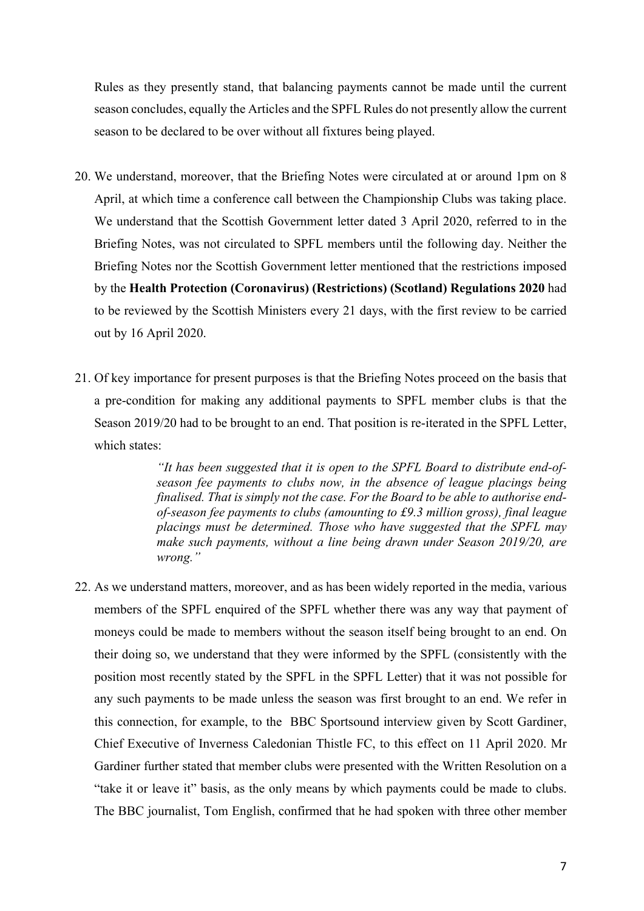Rules as they presently stand, that balancing payments cannot be made until the current season concludes, equally the Articles and the SPFL Rules do not presently allow the current season to be declared to be over without all fixtures being played.

20. We understand, moreover, that the Briefing Notes were circulated at or around 1pm on 8 April, at which time a conference call between the Championship Clubs was taking place. We understand that the Scottish Government letter dated 3 April 2020, referred to in the Briefing Notes, was not circulated to SPFL members until the following day. Neither the Briefing Notes nor the Scottish Government letter mentioned that the restrictions imposed by the **Health Protection (Coronavirus) (Restrictions) (Scotland) Regulations 2020** had to be reviewed by the Scottish Ministers every 21 days, with the first review to be carried out by 16 April 2020.

21. Of key importance for present purposes is that the Briefing Notes proceed on the basis that a pre-condition for making any additional payments to SPFL member clubs is that the Season 2019/20 had to be brought to an end. That position is re-iterated in the SPFL Letter, which states:

    > *"It has been suggested that it is open to the SPFL Board to distribute end-of-season fee payments to clubs now, in the absence of league placings being finalised. That is simply not the case. For the Board to be able to authorise end-of-season fee payments to clubs (amounting to £9.3 million gross), final league placings must be determined. Those who have suggested that the SPFL may make such payments, without a line being drawn under Season 2019/20, are wrong."*

22. As we understand matters, moreover, and as has been widely reported in the media, various members of the SPFL enquired of the SPFL whether there was any way that payment of moneys could be made to members without the season itself being brought to an end. On their doing so, we understand that they were informed by the SPFL (consistently with the position most recently stated by the SPFL in the SPFL Letter) that it was not possible for any such payments to be made unless the season was first brought to an end. We refer in this connection, for example, to the BBC Sportsound interview given by Scott Gardiner, Chief Executive of Inverness Caledonian Thistle FC, to this effect on 11 April 2020. Mr Gardiner further stated that member clubs were presented with the Written Resolution on a "take it or leave it" basis, as the only means by which payments could be made to clubs. The BBC journalist, Tom English, confirmed that he had spoken with three other member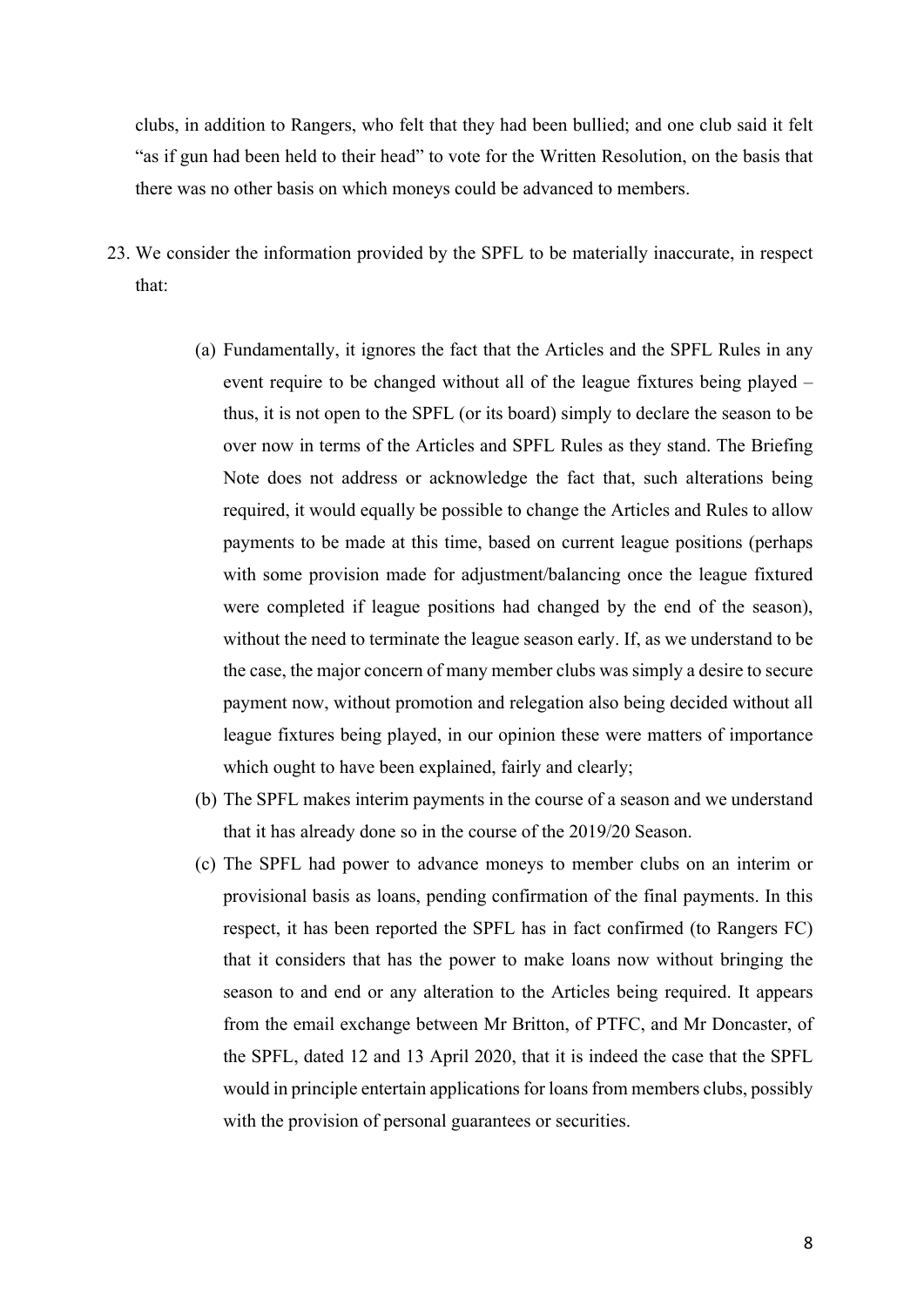clubs, in addition to Rangers, who felt that they had been bullied; and one club said it felt "as if gun had been held to their head" to vote for the Written Resolution, on the basis that there was no other basis on which moneys could be advanced to members.

23. We consider the information provided by the SPFL to be materially inaccurate, in respect that:

    (a) Fundamentally, it ignores the fact that the Articles and the SPFL Rules in any event require to be changed without all of the league fixtures being played – thus, it is not open to the SPFL (or its board) simply to declare the season to be over now in terms of the Articles and SPFL Rules as they stand. The Briefing Note does not address or acknowledge the fact that, such alterations being required, it would equally be possible to change the Articles and Rules to allow payments to be made at this time, based on current league positions (perhaps with some provision made for adjustment/balancing once the league fixtured were completed if league positions had changed by the end of the season), without the need to terminate the league season early. If, as we understand to be the case, the major concern of many member clubs was simply a desire to secure payment now, without promotion and relegation also being decided without all league fixtures being played, in our opinion these were matters of importance which ought to have been explained, fairly and clearly;

    (b) The SPFL makes interim payments in the course of a season and we understand that it has already done so in the course of the 2019/20 Season.

    (c) The SPFL had power to advance moneys to member clubs on an interim or provisional basis as loans, pending confirmation of the final payments. In this respect, it has been reported the SPFL has in fact confirmed (to Rangers FC) that it considers that has the power to make loans now without bringing the season to and end or any alteration to the Articles being required. It appears from the email exchange between Mr Britton, of PTFC, and Mr Doncaster, of the SPFL, dated 12 and 13 April 2020, that it is indeed the case that the SPFL would in principle entertain applications for loans from members clubs, possibly with the provision of personal guarantees or securities.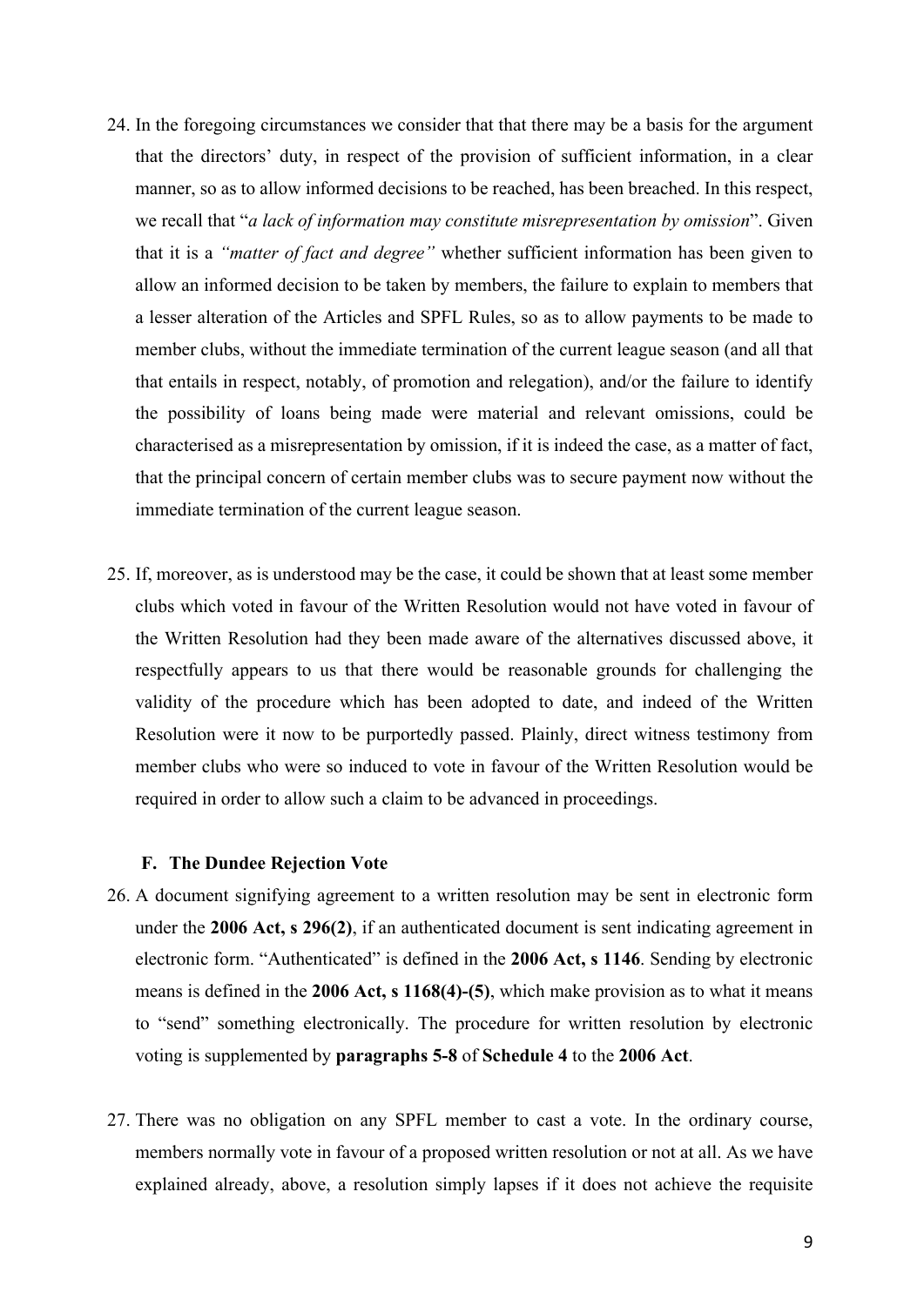24. In the foregoing circumstances we consider that that there may be a basis for the argument that the directors' duty, in respect of the provision of sufficient information, in a clear manner, so as to allow informed decisions to be reached, has been breached. In this respect, we recall that "*a lack of information may constitute misrepresentation by omission*". Given that it is a *"matter of fact and degree"* whether sufficient information has been given to allow an informed decision to be taken by members, the failure to explain to members that a lesser alteration of the Articles and SPFL Rules, so as to allow payments to be made to member clubs, without the immediate termination of the current league season (and all that that entails in respect, notably, of promotion and relegation), and/or the failure to identify the possibility of loans being made were material and relevant omissions, could be characterised as a misrepresentation by omission, if it is indeed the case, as a matter of fact, that the principal concern of certain member clubs was to secure payment now without the immediate termination of the current league season.

25. If, moreover, as is understood may be the case, it could be shown that at least some member clubs which voted in favour of the Written Resolution would not have voted in favour of the Written Resolution had they been made aware of the alternatives discussed above, it respectfully appears to us that there would be reasonable grounds for challenging the validity of the procedure which has been adopted to date, and indeed of the Written Resolution were it now to be purportedly passed. Plainly, direct witness testimony from member clubs who were so induced to vote in favour of the Written Resolution would be required in order to allow such a claim to be advanced in proceedings.

### F. The Dundee Rejection Vote

26. A document signifying agreement to a written resolution may be sent in electronic form under the **2006 Act, s 296(2)**, if an authenticated document is sent indicating agreement in electronic form. "Authenticated" is defined in the **2006 Act, s 1146**. Sending by electronic means is defined in the **2006 Act, s 1168(4)-(5)**, which make provision as to what it means to "send" something electronically. The procedure for written resolution by electronic voting is supplemented by **paragraphs 5-8** of **Schedule 4** to the **2006 Act**.

27. There was no obligation on any SPFL member to cast a vote. In the ordinary course, members normally vote in favour of a proposed written resolution or not at all. As we have explained already, above, a resolution simply lapses if it does not achieve the requisite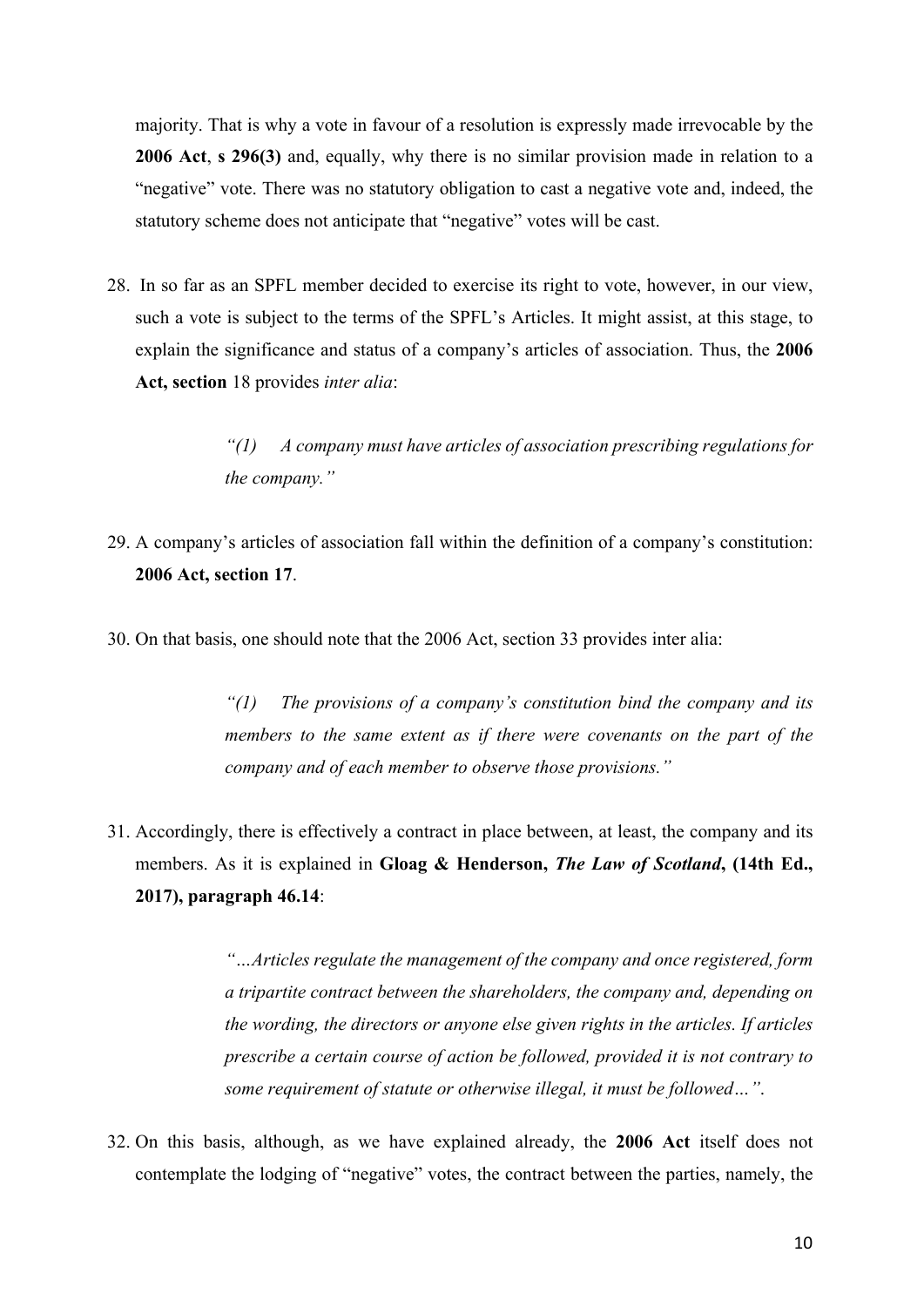majority. That is why a vote in favour of a resolution is expressly made irrevocable by the **2006 Act**, **s 296(3)** and, equally, why there is no similar provision made in relation to a "negative" vote. There was no statutory obligation to cast a negative vote and, indeed, the statutory scheme does not anticipate that "negative" votes will be cast.

28. In so far as an SPFL member decided to exercise its right to vote, however, in our view, such a vote is subject to the terms of the SPFL's Articles. It might assist, at this stage, to explain the significance and status of a company's articles of association. Thus, the **2006 Act, section** 18 provides *inter alia*:

> *"(1) A company must have articles of association prescribing regulations for the company."*

29. A company's articles of association fall within the definition of a company's constitution: **2006 Act, section 17**.

30. On that basis, one should note that the 2006 Act, section 33 provides inter alia:

> *"(1) The provisions of a company's constitution bind the company and its members to the same extent as if there were covenants on the part of the company and of each member to observe those provisions."*

31. Accordingly, there is effectively a contract in place between, at least, the company and its members. As it is explained in **Gloag & Henderson, *The Law of Scotland*, (14th Ed., 2017), paragraph 46.14**:

> *"…Articles regulate the management of the company and once registered, form a tripartite contract between the shareholders, the company and, depending on the wording, the directors or anyone else given rights in the articles. If articles prescribe a certain course of action be followed, provided it is not contrary to some requirement of statute or otherwise illegal, it must be followed…"*.

32. On this basis, although, as we have explained already, the **2006 Act** itself does not contemplate the lodging of "negative" votes, the contract between the parties, namely, the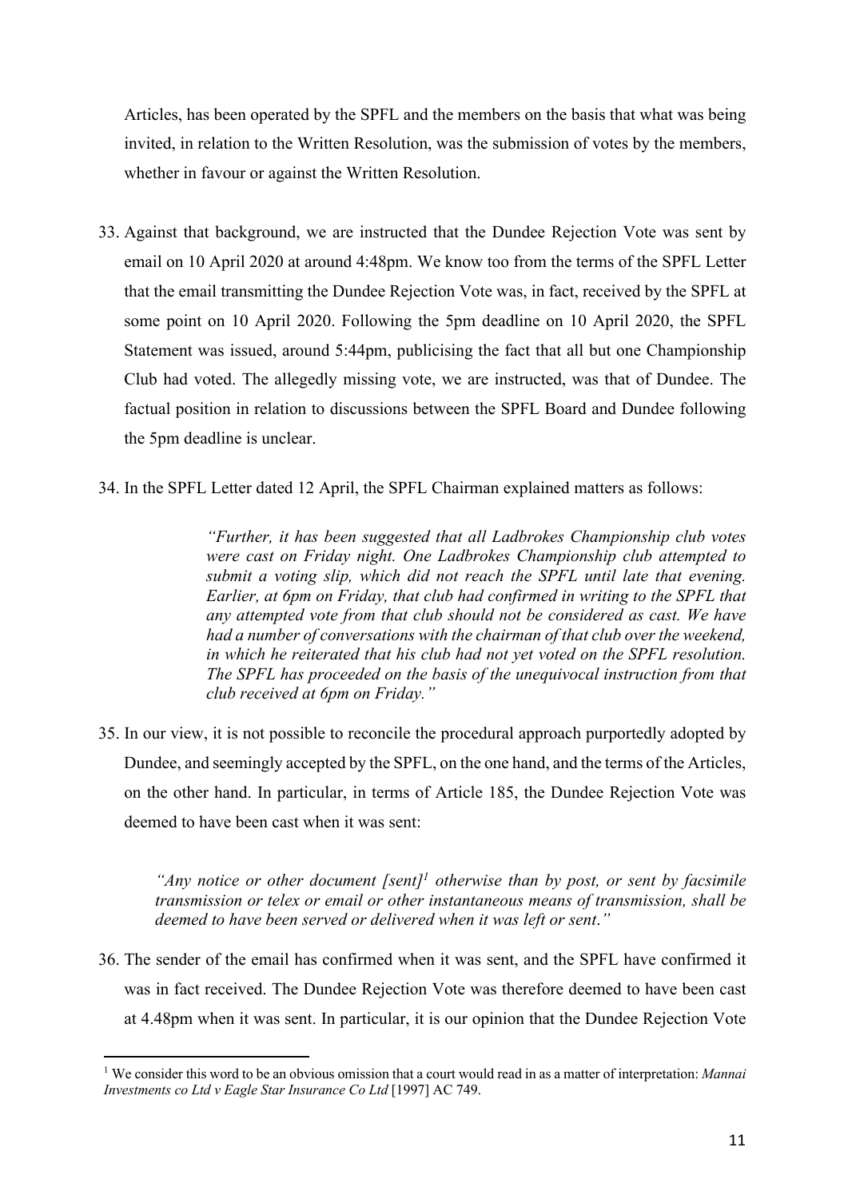Articles, has been operated by the SPFL and the members on the basis that what was being invited, in relation to the Written Resolution, was the submission of votes by the members, whether in favour or against the Written Resolution.

33. Against that background, we are instructed that the Dundee Rejection Vote was sent by email on 10 April 2020 at around 4:48pm. We know too from the terms of the SPFL Letter that the email transmitting the Dundee Rejection Vote was, in fact, received by the SPFL at some point on 10 April 2020. Following the 5pm deadline on 10 April 2020, the SPFL Statement was issued, around 5:44pm, publicising the fact that all but one Championship Club had voted. The allegedly missing vote, we are instructed, was that of Dundee. The factual position in relation to discussions between the SPFL Board and Dundee following the 5pm deadline is unclear.

34. In the SPFL Letter dated 12 April, the SPFL Chairman explained matters as follows:

> *"Further, it has been suggested that all Ladbrokes Championship club votes were cast on Friday night. One Ladbrokes Championship club attempted to submit a voting slip, which did not reach the SPFL until late that evening. Earlier, at 6pm on Friday, that club had confirmed in writing to the SPFL that any attempted vote from that club should not be considered as cast. We have had a number of conversations with the chairman of that club over the weekend, in which he reiterated that his club had not yet voted on the SPFL resolution. The SPFL has proceeded on the basis of the unequivocal instruction from that club received at 6pm on Friday."*

35. In our view, it is not possible to reconcile the procedural approach purportedly adopted by Dundee, and seemingly accepted by the SPFL, on the one hand, and the terms of the Articles, on the other hand. In particular, in terms of Article 185, the Dundee Rejection Vote was deemed to have been cast when it was sent:

> *"Any notice or other document [sent][1] otherwise than by post, or sent by facsimile transmission or telex or email or other instantaneous means of transmission, shall be deemed to have been served or delivered when it was left or sent."*

36. The sender of the email has confirmed when it was sent, and the SPFL have confirmed it was in fact received. The Dundee Rejection Vote was therefore deemed to have been cast at 4.48pm when it was sent. In particular, it is our opinion that the Dundee Rejection Vote

[1] We consider this word to be an obvious omission that a court would read in as a matter of interpretation: *Mannai Investments co Ltd v Eagle Star Insurance Co Ltd* [1997] AC 749.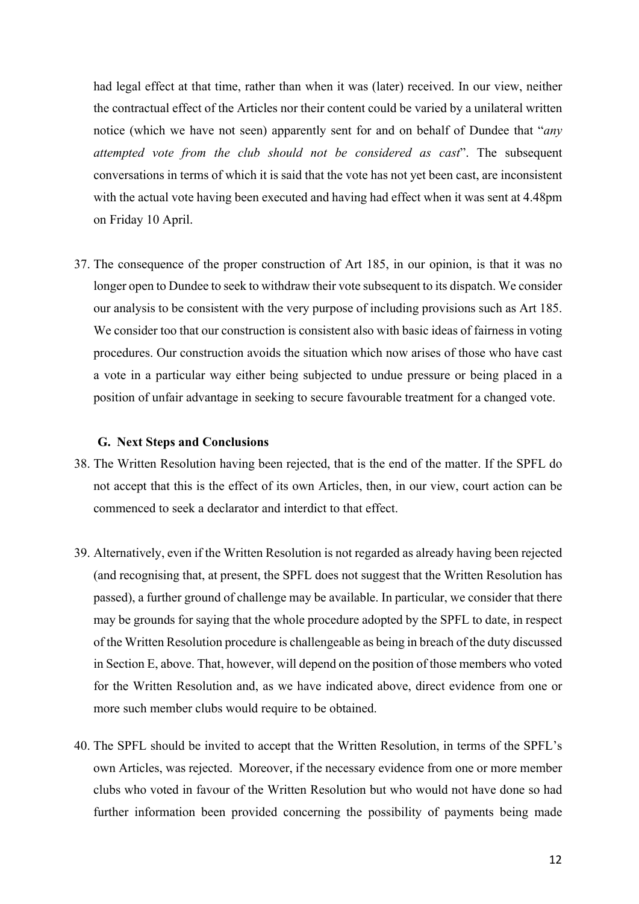had legal effect at that time, rather than when it was (later) received. In our view, neither the contractual effect of the Articles nor their content could be varied by a unilateral written notice (which we have not seen) apparently sent for and on behalf of Dundee that "*any attempted vote from the club should not be considered as cast*". The subsequent conversations in terms of which it is said that the vote has not yet been cast, are inconsistent with the actual vote having been executed and having had effect when it was sent at 4.48pm on Friday 10 April.

37. The consequence of the proper construction of Art 185, in our opinion, is that it was no longer open to Dundee to seek to withdraw their vote subsequent to its dispatch. We consider our analysis to be consistent with the very purpose of including provisions such as Art 185. We consider too that our construction is consistent also with basic ideas of fairness in voting procedures. Our construction avoids the situation which now arises of those who have cast a vote in a particular way either being subjected to undue pressure or being placed in a position of unfair advantage in seeking to secure favourable treatment for a changed vote.

### G. Next Steps and Conclusions

38. The Written Resolution having been rejected, that is the end of the matter. If the SPFL do not accept that this is the effect of its own Articles, then, in our view, court action can be commenced to seek a declarator and interdict to that effect.

39. Alternatively, even if the Written Resolution is not regarded as already having been rejected (and recognising that, at present, the SPFL does not suggest that the Written Resolution has passed), a further ground of challenge may be available. In particular, we consider that there may be grounds for saying that the whole procedure adopted by the SPFL to date, in respect of the Written Resolution procedure is challengeable as being in breach of the duty discussed in Section E, above. That, however, will depend on the position of those members who voted for the Written Resolution and, as we have indicated above, direct evidence from one or more such member clubs would require to be obtained.

40. The SPFL should be invited to accept that the Written Resolution, in terms of the SPFL's own Articles, was rejected. Moreover, if the necessary evidence from one or more member clubs who voted in favour of the Written Resolution but who would not have done so had further information been provided concerning the possibility of payments being made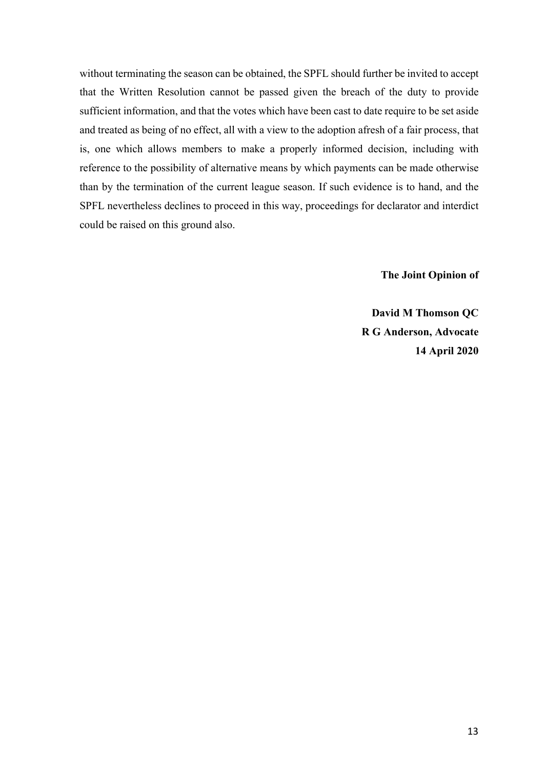without terminating the season can be obtained, the SPFL should further be invited to accept that the Written Resolution cannot be passed given the breach of the duty to provide sufficient information, and that the votes which have been cast to date require to be set aside and treated as being of no effect, all with a view to the adoption afresh of a fair process, that is, one which allows members to make a properly informed decision, including with reference to the possibility of alternative means by which payments can be made otherwise than by the termination of the current league season. If such evidence is to hand, and the SPFL nevertheless declines to proceed in this way, proceedings for declarator and interdict could be raised on this ground also.

**The Joint Opinion of**

**David M Thomson QC**
**R G Anderson, Advocate**
**14 April 2020**